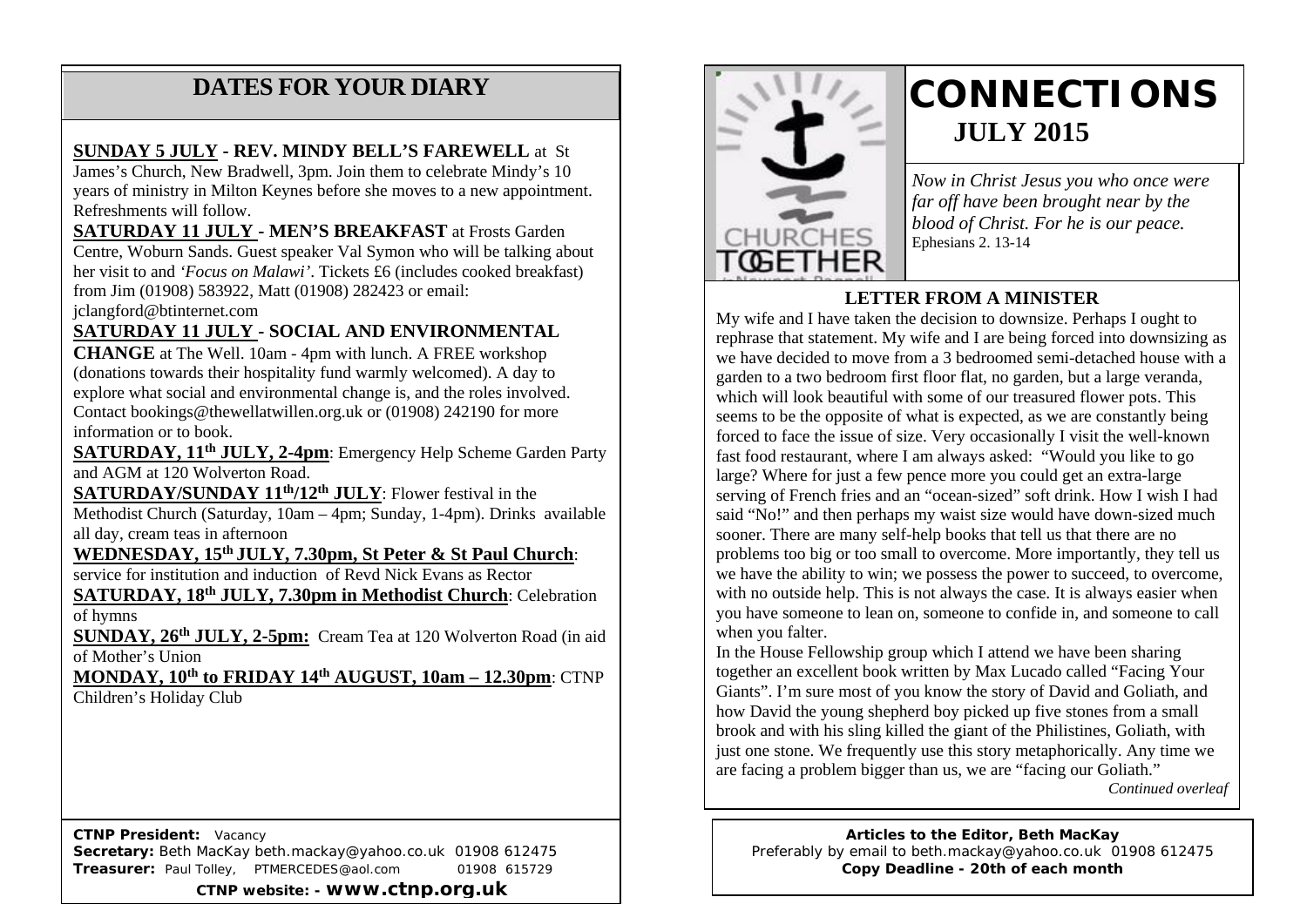## DATES FOR YOUR DIARY

**SUNDAY 5 JULY - REV. MINDY BELL'S FAREWELL** at St James's Church, New Bradwell, 3pm. Join them to celebrate Mindy's 10 years of ministry in Milton Keynes before she moves to a new appointment. Refreshments will follow.

**SATURDAY 11 JULY - MEN'S BREAKFAST** at Frosts Garden Centre, Woburn Sands. Guest speaker Val Symon who will be talking about her visit to and *'Focus on Malawi'*. Tickets £6 (includes cooked breakfast) from Jim (01908) 583922, Matt (01908) 282423 or email: jclangford@btinternet.com

**SATURDAY 11 JULY - SOCIAL AND ENVIRONMENTAL CHANGE** at The Well. 10am - 4pm with lunch. A FREE workshop (donations towards their hospitality fund warmly welcomed). A day to explore what social and environmental change is, and the roles involved. Contact bookings@thewellatwillen.org.uk or (01908) 242190 for more information or to book.

**SATURDAY, 11th JULY, 2-4pm**: Emergency Help Scheme Garden Party and AGM at 120 Wolverton Road.

**SATURDAY/SUNDAY 11th/12th JULY**: Flower festival in the Methodist Church (Saturday, 10am – 4pm; Sunday, 1-4pm). Drinks available all day, cream teas in afternoon

**WEDNESDAY, 15th JULY, 7.30pm, St Peter & St Paul Church**: service for institution and induction of Revd Nick Evans as Rector

**SATURDAY, 18th JULY, 7.30pm in Methodist Church**: Celebration of hymns

**SUNDAY, 26th JULY, 2-5pm:** Cream Tea at 120 Wolverton Road (in aid of Mother's Union

**MONDAY, 10th to FRIDAY 14th AUGUST, 10am – 12.30pm**: CTNP Children's Holiday Club

**CTNP President:** Vacancy
**Secretary:** Beth MacKay beth.mackay@yahoo.co.uk 01908 612475
**Treasurer:** Paul Tolley, PTMERCEDES@aol.com 01908 615729

**CTNP website: - www.ctnp.org.uk**

# CONNECTIONS
## JULY 2015

*Now in Christ Jesus you who once were far off have been brought near by the blood of Christ. For he is our peace.*
Ephesians 2. 13-14

### LETTER FROM A MINISTER

My wife and I have taken the decision to downsize. Perhaps I ought to rephrase that statement. My wife and I are being forced into downsizing as we have decided to move from a 3 bedroomed semi-detached house with a garden to a two bedroom first floor flat, no garden, but a large veranda, which will look beautiful with some of our treasured flower pots. This seems to be the opposite of what is expected, as we are constantly being forced to face the issue of size. Very occasionally I visit the well-known fast food restaurant, where I am always asked: "Would you like to go large? Where for just a few pence more you could get an extra-large serving of French fries and an "ocean-sized" soft drink. How I wish I had said "No!" and then perhaps my waist size would have down-sized much sooner. There are many self-help books that tell us that there are no problems too big or too small to overcome. More importantly, they tell us we have the ability to win; we possess the power to succeed, to overcome, with no outside help. This is not always the case. It is always easier when you have someone to lean on, someone to confide in, and someone to call when you falter.

In the House Fellowship group which I attend we have been sharing together an excellent book written by Max Lucado called "Facing Your Giants". I'm sure most of you know the story of David and Goliath, and how David the young shepherd boy picked up five stones from a small brook and with his sling killed the giant of the Philistines, Goliath, with just one stone. We frequently use this story metaphorically. Any time we are facing a problem bigger than us, we are "facing our Goliath."

*Continued overleaf*

**Articles to the Editor, Beth MacKay**
Preferably by email to beth.mackay@yahoo.co.uk 01908 612475
**Copy Deadline - 20th of each month**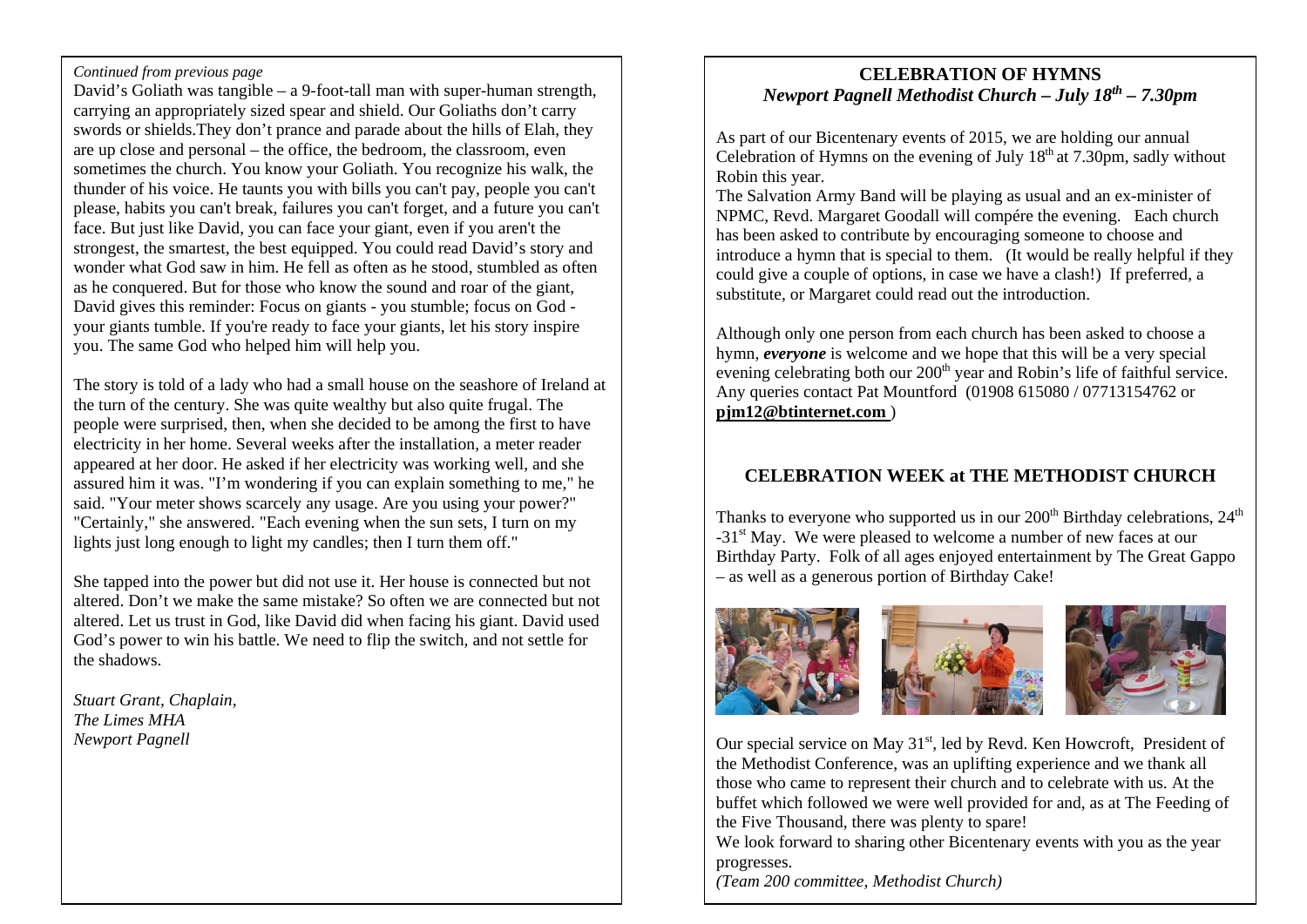*Continued from previous page*

David's Goliath was tangible – a 9-foot-tall man with super-human strength, carrying an appropriately sized spear and shield. Our Goliaths don't carry swords or shields.They don't prance and parade about the hills of Elah, they are up close and personal – the office, the bedroom, the classroom, even sometimes the church. You know your Goliath. You recognize his walk, the thunder of his voice. He taunts you with bills you can't pay, people you can't please, habits you can't break, failures you can't forget, and a future you can't face. But just like David, you can face your giant, even if you aren't the strongest, the smartest, the best equipped. You could read David's story and wonder what God saw in him. He fell as often as he stood, stumbled as often as he conquered. But for those who know the sound and roar of the giant, David gives this reminder: Focus on giants - you stumble; focus on God - your giants tumble. If you're ready to face your giants, let his story inspire you. The same God who helped him will help you.

The story is told of a lady who had a small house on the seashore of Ireland at the turn of the century. She was quite wealthy but also quite frugal. The people were surprised, then, when she decided to be among the first to have electricity in her home. Several weeks after the installation, a meter reader appeared at her door. He asked if her electricity was working well, and she assured him it was. "I'm wondering if you can explain something to me," he said. "Your meter shows scarcely any usage. Are you using your power?" "Certainly," she answered. "Each evening when the sun sets, I turn on my lights just long enough to light my candles; then I turn them off."

She tapped into the power but did not use it. Her house is connected but not altered. Don't we make the same mistake? So often we are connected but not altered. Let us trust in God, like David did when facing his giant. David used God's power to win his battle. We need to flip the switch, and not settle for the shadows.

*Stuart Grant, Chaplain,*
*The Limes MHA*
*Newport Pagnell*

## CELEBRATION OF HYMNS
### *Newport Pagnell Methodist Church – July 18th – 7.30pm*

As part of our Bicentenary events of 2015, we are holding our annual Celebration of Hymns on the evening of July 18th at 7.30pm, sadly without Robin this year.

The Salvation Army Band will be playing as usual and an ex-minister of NPMC, Revd. Margaret Goodall will compére the evening. Each church has been asked to contribute by encouraging someone to choose and introduce a hymn that is special to them. (It would be really helpful if they could give a couple of options, in case we have a clash!) If preferred, a substitute, or Margaret could read out the introduction.

Although only one person from each church has been asked to choose a hymn, ***everyone*** is welcome and we hope that this will be a very special evening celebrating both our 200th year and Robin's life of faithful service. Any queries contact Pat Mountford (01908 615080 / 07713154762 or **pjm12@btinternet.com** )

## CELEBRATION WEEK at THE METHODIST CHURCH

Thanks to everyone who supported us in our 200th Birthday celebrations, 24th -31st May. We were pleased to welcome a number of new faces at our Birthday Party. Folk of all ages enjoyed entertainment by The Great Gappo – as well as a generous portion of Birthday Cake!

Our special service on May 31st, led by Revd. Ken Howcroft, President of the Methodist Conference, was an uplifting experience and we thank all those who came to represent their church and to celebrate with us. At the buffet which followed we were well provided for and, as at The Feeding of the Five Thousand, there was plenty to spare!

We look forward to sharing other Bicentenary events with you as the year progresses.

*(Team 200 committee, Methodist Church)*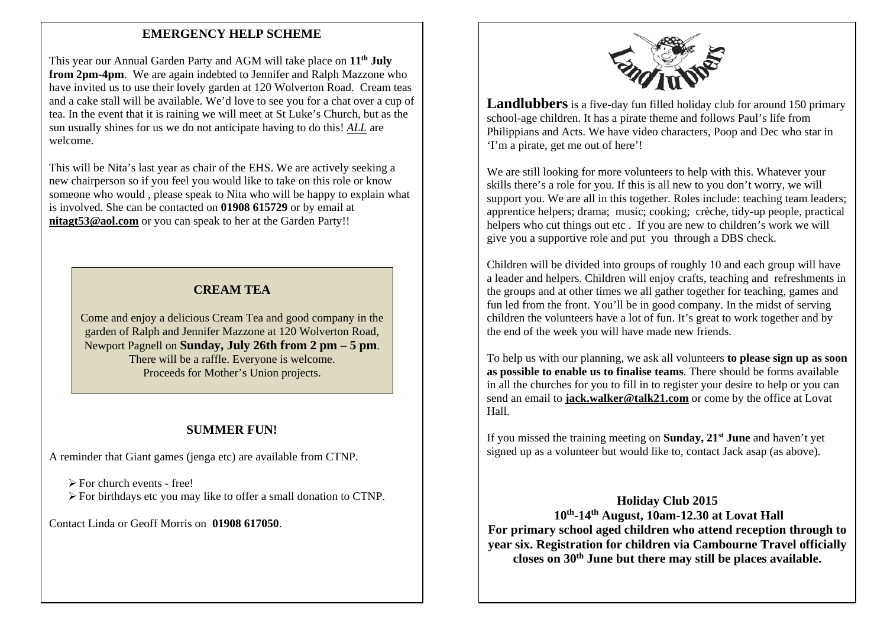## EMERGENCY HELP SCHEME

This year our Annual Garden Party and AGM will take place on **11th July from 2pm-4pm**. We are again indebted to Jennifer and Ralph Mazzone who have invited us to use their lovely garden at 120 Wolverton Road. Cream teas and a cake stall will be available. We'd love to see you for a chat over a cup of tea. In the event that it is raining we will meet at St Luke's Church, but as the sun usually shines for us we do not anticipate having to do this! ***ALL*** are welcome.

This will be Nita's last year as chair of the EHS. We are actively seeking a new chairperson so if you feel you would like to take on this role or know someone who would , please speak to Nita who will be happy to explain what is involved. She can be contacted on **01908 615729** or by email at **nitagt53@aol.com** or you can speak to her at the Garden Party!!

## CREAM TEA

Come and enjoy a delicious Cream Tea and good company in the garden of Ralph and Jennifer Mazzone at 120 Wolverton Road, Newport Pagnell on **Sunday, July 26th from 2 pm – 5 pm**. There will be a raffle. Everyone is welcome. Proceeds for Mother's Union projects.

## SUMMER FUN!

A reminder that Giant games (jenga etc) are available from CTNP.

- For church events - free!
- For birthdays etc you may like to offer a small donation to CTNP.

Contact Linda or Geoff Morris on **01908 617050**.

**Landlubbers** is a five-day fun filled holiday club for around 150 primary school-age children. It has a pirate theme and follows Paul's life from Philippians and Acts. We have video characters, Poop and Dec who star in 'I'm a pirate, get me out of here'!

We are still looking for more volunteers to help with this. Whatever your skills there's a role for you. If this is all new to you don't worry, we will support you. We are all in this together. Roles include: teaching team leaders; apprentice helpers; drama; music; cooking; crèche, tidy-up people, practical helpers who cut things out etc . If you are new to children's work we will give you a supportive role and put you through a DBS check.

Children will be divided into groups of roughly 10 and each group will have a leader and helpers. Children will enjoy crafts, teaching and refreshments in the groups and at other times we all gather together for teaching, games and fun led from the front. You'll be in good company. In the midst of serving children the volunteers have a lot of fun. It's great to work together and by the end of the week you will have made new friends.

To help us with our planning, we ask all volunteers **to please sign up as soon as possible to enable us to finalise teams**. There should be forms available in all the churches for you to fill in to register your desire to help or you can send an email to **jack.walker@talk21.com** or come by the office at Lovat Hall.

If you missed the training meeting on **Sunday, 21st June** and haven't yet signed up as a volunteer but would like to, contact Jack asap (as above).

**Holiday Club 2015**
**10th-14th August, 10am-12.30 at Lovat Hall**
**For primary school aged children who attend reception through to year six. Registration for children via Cambourne Travel officially closes on 30th June but there may still be places available.**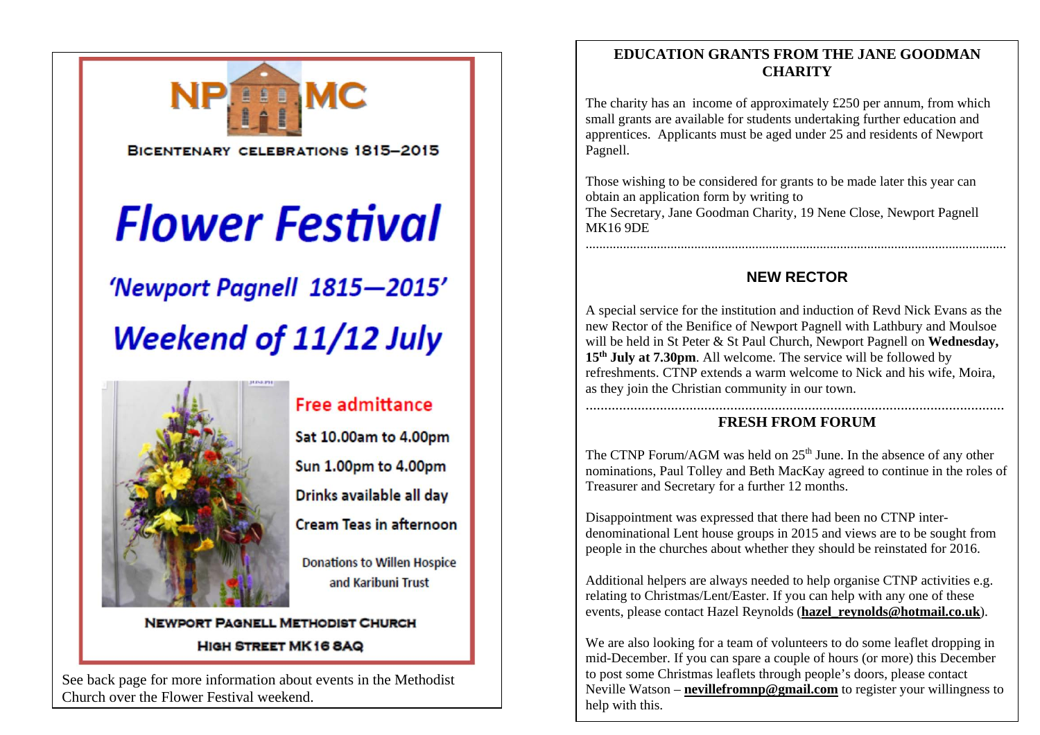NPMC

BICENTENARY CELEBRATIONS 1815–2015

# Flower Festival

## 'Newport Pagnell 1815—2015'

## Weekend of 11/12 July

**Free admittance**

Sat 10.00am to 4.00pm

Sun 1.00pm to 4.00pm

Drinks available all day

Cream Teas in afternoon

Donations to Willen Hospice and Karibuni Trust

NEWPORT PAGNELL METHODIST CHURCH

HIGH STREET MK16 8AQ

See back page for more information about events in the Methodist Church over the Flower Festival weekend.

## EDUCATION GRANTS FROM THE JANE GOODMAN CHARITY

The charity has an income of approximately £250 per annum, from which small grants are available for students undertaking further education and apprentices. Applicants must be aged under 25 and residents of Newport Pagnell.

Those wishing to be considered for grants to be made later this year can obtain an application form by writing to
The Secretary, Jane Goodman Charity, 19 Nene Close, Newport Pagnell MK16 9DE

.......................................................................................................................

## NEW RECTOR

A special service for the institution and induction of Revd Nick Evans as the new Rector of the Benifice of Newport Pagnell with Lathbury and Moulsoe will be held in St Peter & St Paul Church, Newport Pagnell on **Wednesday, 15th July at 7.30pm**. All welcome. The service will be followed by refreshments. CTNP extends a warm welcome to Nick and his wife, Moira, as they join the Christian community in our town.

.......................................................................................................................

## FRESH FROM FORUM

The CTNP Forum/AGM was held on 25th June. In the absence of any other nominations, Paul Tolley and Beth MacKay agreed to continue in the roles of Treasurer and Secretary for a further 12 months.

Disappointment was expressed that there had been no CTNP inter-denominational Lent house groups in 2015 and views are to be sought from people in the churches about whether they should be reinstated for 2016.

Additional helpers are always needed to help organise CTNP activities e.g. relating to Christmas/Lent/Easter. If you can help with any one of these events, please contact Hazel Reynolds (**hazel_reynolds@hotmail.co.uk**).

We are also looking for a team of volunteers to do some leaflet dropping in mid-December. If you can spare a couple of hours (or more) this December to post some Christmas leaflets through people's doors, please contact Neville Watson – **nevillefromnp@gmail.com** to register your willingness to help with this.